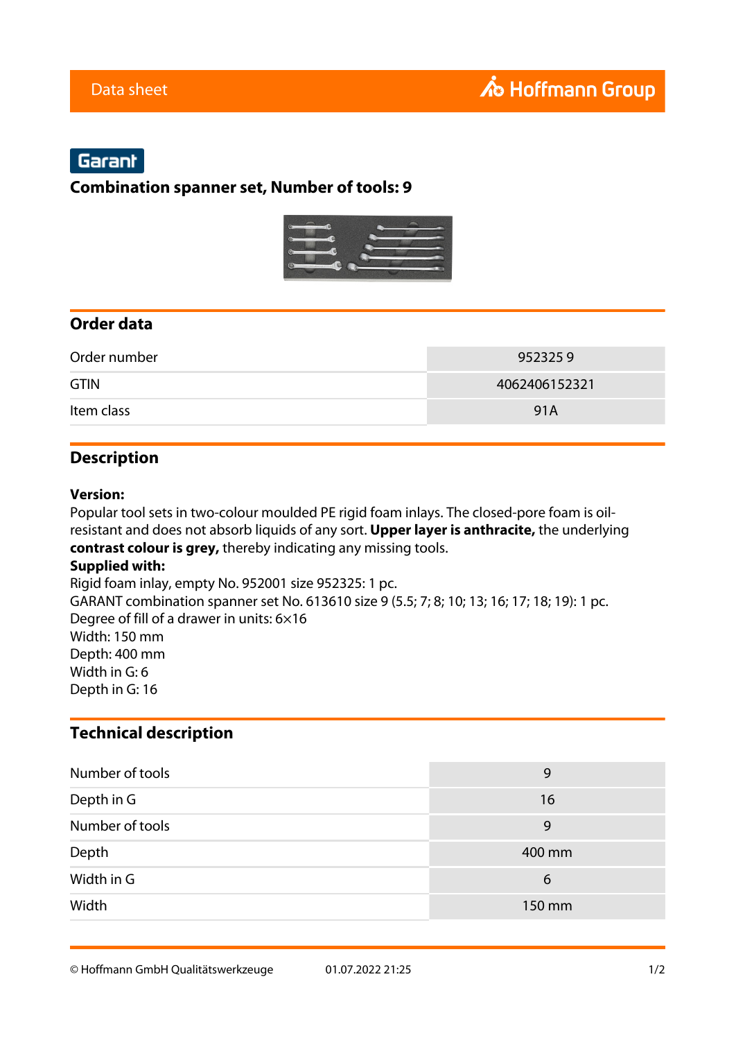Data sheet

Garant

# Combination spanner set, Number of tools: 9

## Order data

| | |
|---|---|
| Order number | 952325 9 |
| GTIN | 4062406152321 |
| Item class | 91A |

## Description

**Version:**
Popular tool sets in two-colour moulded PE rigid foam inlays. The closed-pore foam is oil-resistant and does not absorb liquids of any sort. **Upper layer is anthracite,** the underlying **contrast colour is grey,** thereby indicating any missing tools.
**Supplied with:**
Rigid foam inlay, empty No. 952001 size 952325: 1 pc.
GARANT combination spanner set No. 613610 size 9 (5.5; 7; 8; 10; 13; 16; 17; 18; 19): 1 pc.
Degree of fill of a drawer in units: 6×16
Width: 150 mm
Depth: 400 mm
Width in G: 6
Depth in G: 16

## Technical description

| | |
|---|---|
| Number of tools | 9 |
| Depth in G | 16 |
| Number of tools | 9 |
| Depth | 400 mm |
| Width in G | 6 |
| Width | 150 mm |

© Hoffmann GmbH Qualitätswerkzeuge 01.07.2022 21:25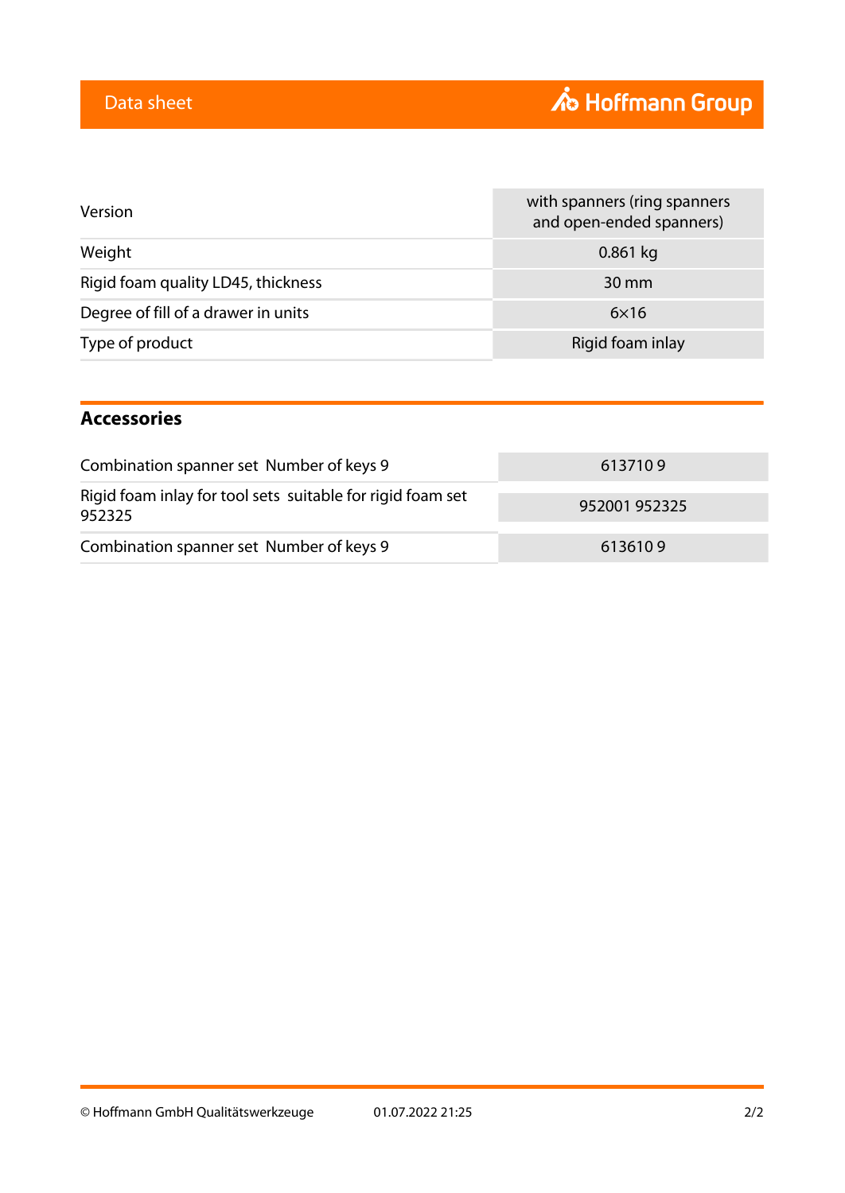| | |
|---|---|
| Version | with spanners (ring spanners and open-ended spanners) |
| Weight | 0.861 kg |
| Rigid foam quality LD45, thickness | 30 mm |
| Degree of fill of a drawer in units | 6×16 |
| Type of product | Rigid foam inlay |

## Accessories

| | |
|---|---|
| Combination spanner set  Number of keys 9 | 613710 9 |
| Rigid foam inlay for tool sets  suitable for rigid foam set 952325 | 952001 952325 |
| Combination spanner set  Number of keys 9 | 613610 9 |